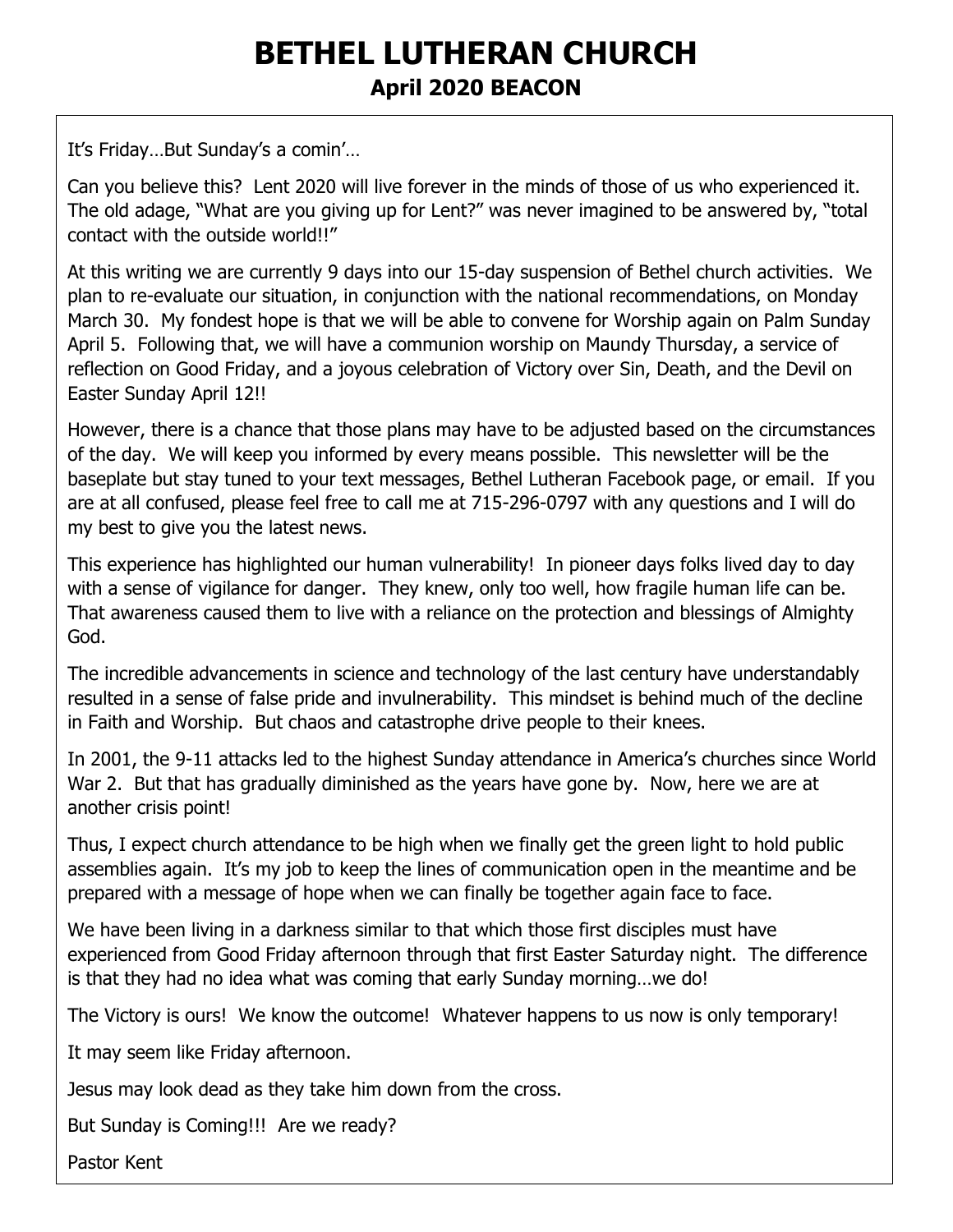# BETHEL LUTHERAN CHURCH

## April 2020 BEACON

It's Friday…But Sunday's a comin'…

Can you believe this? Lent 2020 will live forever in the minds of those of us who experienced it. The old adage, "What are you giving up for Lent?" was never imagined to be answered by, "total contact with the outside world!!"

At this writing we are currently 9 days into our 15-day suspension of Bethel church activities. We plan to re-evaluate our situation, in conjunction with the national recommendations, on Monday March 30. My fondest hope is that we will be able to convene for Worship again on Palm Sunday April 5. Following that, we will have a communion worship on Maundy Thursday, a service of reflection on Good Friday, and a joyous celebration of Victory over Sin, Death, and the Devil on Easter Sunday April 12!!

However, there is a chance that those plans may have to be adjusted based on the circumstances of the day. We will keep you informed by every means possible. This newsletter will be the baseplate but stay tuned to your text messages, Bethel Lutheran Facebook page, or email. If you are at all confused, please feel free to call me at 715-296-0797 with any questions and I will do my best to give you the latest news.

This experience has highlighted our human vulnerability! In pioneer days folks lived day to day with a sense of vigilance for danger. They knew, only too well, how fragile human life can be. That awareness caused them to live with a reliance on the protection and blessings of Almighty God.

The incredible advancements in science and technology of the last century have understandably resulted in a sense of false pride and invulnerability. This mindset is behind much of the decline in Faith and Worship. But chaos and catastrophe drive people to their knees.

In 2001, the 9-11 attacks led to the highest Sunday attendance in America's churches since World War 2. But that has gradually diminished as the years have gone by. Now, here we are at another crisis point!

Thus, I expect church attendance to be high when we finally get the green light to hold public assemblies again. It's my job to keep the lines of communication open in the meantime and be prepared with a message of hope when we can finally be together again face to face.

We have been living in a darkness similar to that which those first disciples must have experienced from Good Friday afternoon through that first Easter Saturday night. The difference is that they had no idea what was coming that early Sunday morning…we do!

The Victory is ours! We know the outcome! Whatever happens to us now is only temporary!

It may seem like Friday afternoon.

Jesus may look dead as they take him down from the cross.

But Sunday is Coming!!! Are we ready?

Pastor Kent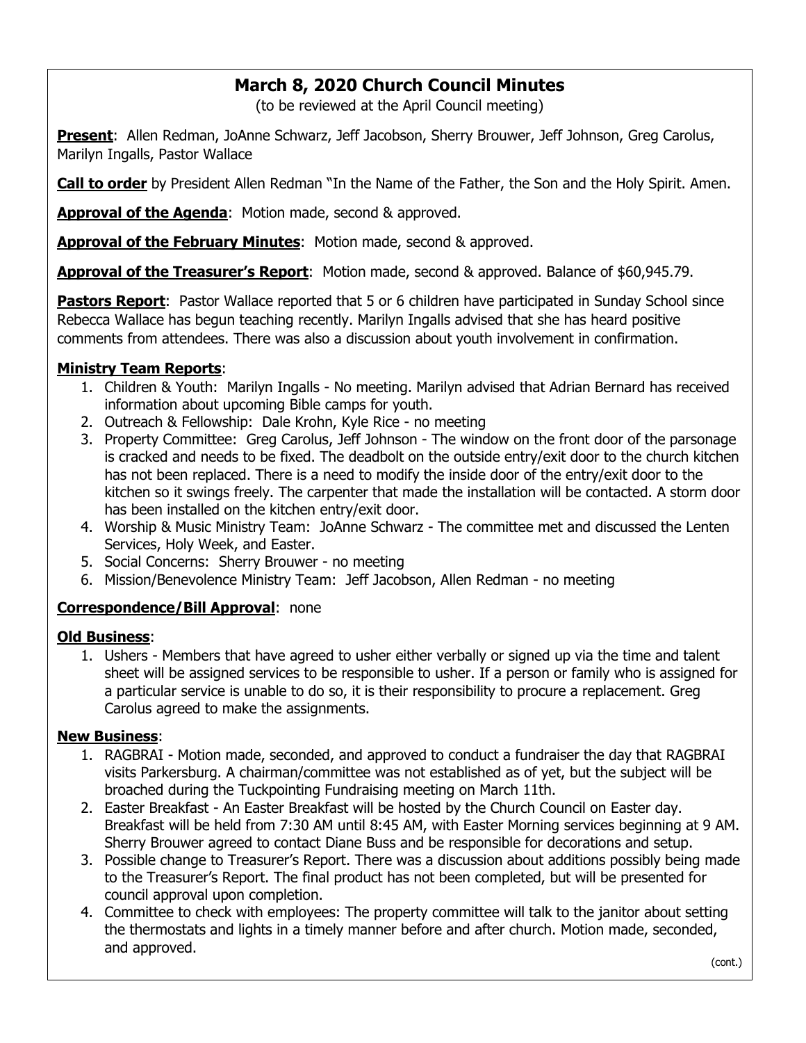## March 8, 2020 Church Council Minutes

(to be reviewed at the April Council meeting)

**Present**: Allen Redman, JoAnne Schwarz, Jeff Jacobson, Sherry Brouwer, Jeff Johnson, Greg Carolus, Marilyn Ingalls, Pastor Wallace

**Call to order** by President Allen Redman "In the Name of the Father, the Son and the Holy Spirit. Amen.

**Approval of the Agenda**: Motion made, second & approved.

**Approval of the February Minutes**: Motion made, second & approved.

**Approval of the Treasurer's Report**: Motion made, second & approved. Balance of $60,945.79.

**Pastors Report**: Pastor Wallace reported that 5 or 6 children have participated in Sunday School since Rebecca Wallace has begun teaching recently. Marilyn Ingalls advised that she has heard positive comments from attendees. There was also a discussion about youth involvement in confirmation.

**Ministry Team Reports**:

1. Children & Youth: Marilyn Ingalls - No meeting. Marilyn advised that Adrian Bernard has received information about upcoming Bible camps for youth.
2. Outreach & Fellowship: Dale Krohn, Kyle Rice - no meeting
3. Property Committee: Greg Carolus, Jeff Johnson - The window on the front door of the parsonage is cracked and needs to be fixed. The deadbolt on the outside entry/exit door to the church kitchen has not been replaced. There is a need to modify the inside door of the entry/exit door to the kitchen so it swings freely. The carpenter that made the installation will be contacted. A storm door has been installed on the kitchen entry/exit door.
4. Worship & Music Ministry Team: JoAnne Schwarz - The committee met and discussed the Lenten Services, Holy Week, and Easter.
5. Social Concerns: Sherry Brouwer - no meeting
6. Mission/Benevolence Ministry Team: Jeff Jacobson, Allen Redman - no meeting

**Correspondence/Bill Approval**: none

**Old Business**:

1. Ushers - Members that have agreed to usher either verbally or signed up via the time and talent sheet will be assigned services to be responsible to usher. If a person or family who is assigned for a particular service is unable to do so, it is their responsibility to procure a replacement. Greg Carolus agreed to make the assignments.

**New Business**:

1. RAGBRAI - Motion made, seconded, and approved to conduct a fundraiser the day that RAGBRAI visits Parkersburg. A chairman/committee was not established as of yet, but the subject will be broached during the Tuckpointing Fundraising meeting on March 11th.
2. Easter Breakfast - An Easter Breakfast will be hosted by the Church Council on Easter day. Breakfast will be held from 7:30 AM until 8:45 AM, with Easter Morning services beginning at 9 AM. Sherry Brouwer agreed to contact Diane Buss and be responsible for decorations and setup.
3. Possible change to Treasurer's Report. There was a discussion about additions possibly being made to the Treasurer's Report. The final product has not been completed, but will be presented for council approval upon completion.
4. Committee to check with employees: The property committee will talk to the janitor about setting the thermostats and lights in a timely manner before and after church. Motion made, seconded, and approved.

(cont.)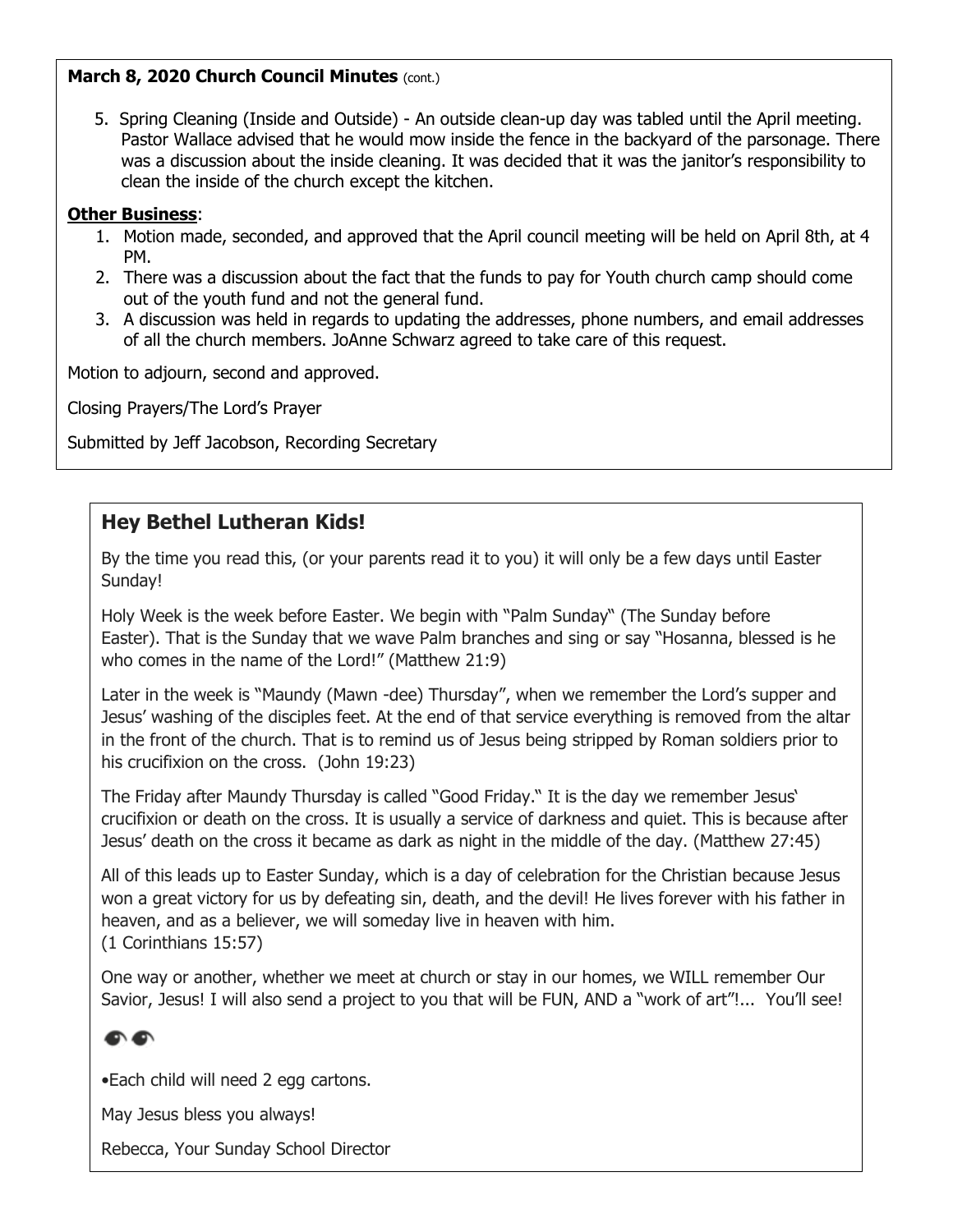**March 8, 2020 Church Council Minutes** (cont.)

5. Spring Cleaning (Inside and Outside) - An outside clean-up day was tabled until the April meeting. Pastor Wallace advised that he would mow inside the fence in the backyard of the parsonage. There was a discussion about the inside cleaning. It was decided that it was the janitor's responsibility to clean the inside of the church except the kitchen.

**Other Business**:

1. Motion made, seconded, and approved that the April council meeting will be held on April 8th, at 4 PM.
2. There was a discussion about the fact that the funds to pay for Youth church camp should come out of the youth fund and not the general fund.
3. A discussion was held in regards to updating the addresses, phone numbers, and email addresses of all the church members. JoAnne Schwarz agreed to take care of this request.

Motion to adjourn, second and approved.

Closing Prayers/The Lord's Prayer

Submitted by Jeff Jacobson, Recording Secretary

## Hey Bethel Lutheran Kids!

By the time you read this, (or your parents read it to you) it will only be a few days until Easter Sunday!

Holy Week is the week before Easter. We begin with "Palm Sunday" (The Sunday before Easter). That is the Sunday that we wave Palm branches and sing or say "Hosanna, blessed is he who comes in the name of the Lord!" (Matthew 21:9)

Later in the week is "Maundy (Mawn -dee) Thursday", when we remember the Lord's supper and Jesus' washing of the disciples feet. At the end of that service everything is removed from the altar in the front of the church. That is to remind us of Jesus being stripped by Roman soldiers prior to his crucifixion on the cross. (John 19:23)

The Friday after Maundy Thursday is called "Good Friday." It is the day we remember Jesus' crucifixion or death on the cross. It is usually a service of darkness and quiet. This is because after Jesus' death on the cross it became as dark as night in the middle of the day. (Matthew 27:45)

All of this leads up to Easter Sunday, which is a day of celebration for the Christian because Jesus won a great victory for us by defeating sin, death, and the devil! He lives forever with his father in heaven, and as a believer, we will someday live in heaven with him. (1 Corinthians 15:57)

One way or another, whether we meet at church or stay in our homes, we WILL remember Our Savior, Jesus! I will also send a project to you that will be FUN, AND a "work of art"!... You'll see!

•Each child will need 2 egg cartons.

May Jesus bless you always!

Rebecca, Your Sunday School Director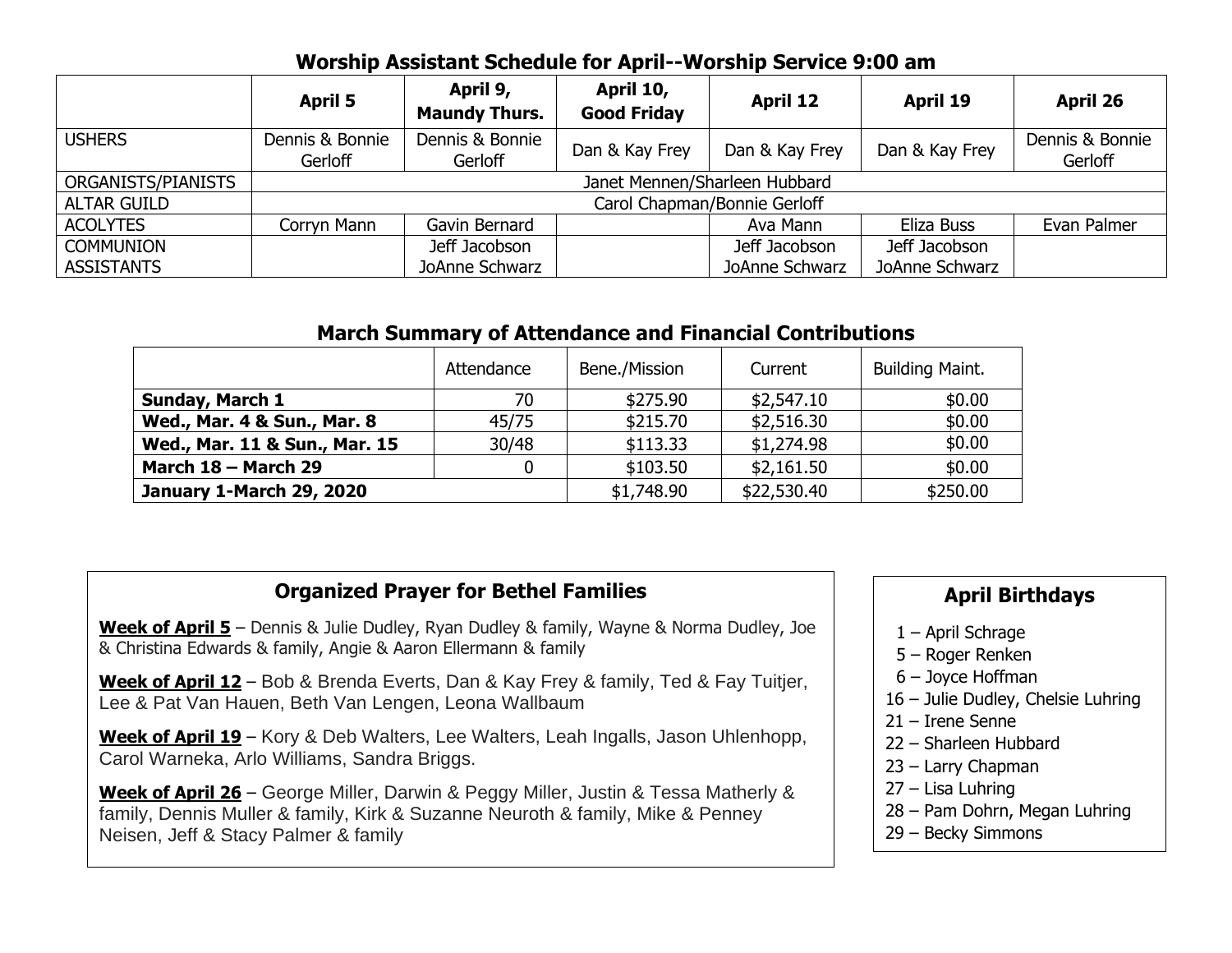## Worship Assistant Schedule for April--Worship Service 9:00 am

| | April 5 | April 9, Maundy Thurs. | April 10, Good Friday | April 12 | April 19 | April 26 |
|---|---|---|---|---|---|---|
| USHERS | Dennis & Bonnie Gerloff | Dennis & Bonnie Gerloff | Dan & Kay Frey | Dan & Kay Frey | Dan & Kay Frey | Dennis & Bonnie Gerloff |
| ORGANISTS/PIANISTS | Janet Mennen/Sharleen Hubbard | | | | | |
| ALTAR GUILD | Carol Chapman/Bonnie Gerloff | | | | | |
| ACOLYTES | Corryn Mann | Gavin Bernard | | Ava Mann | Eliza Buss | Evan Palmer |
| COMMUNION ASSISTANTS | | Jeff Jacobson JoAnne Schwarz | | Jeff Jacobson JoAnne Schwarz | Jeff Jacobson JoAnne Schwarz | |

## March Summary of Attendance and Financial Contributions

| | Attendance | Bene./Mission | Current | Building Maint. |
|---|---|---|---|---|
| **Sunday, March 1** | 70 | $275.90 | $2,547.10 | $0.00 |
| **Wed., Mar. 4 & Sun., Mar. 8** | 45/75 | $215.70 | $2,516.30 | $0.00 |
| **Wed., Mar. 11 & Sun., Mar. 15** | 30/48 | $113.33 | $1,274.98 | $0.00 |
| **March 18 – March 29** | 0 | $103.50 | $2,161.50 | $0.00 |
| **January 1-March 29, 2020** | | $1,748.90 | $22,530.40 | $250.00 |

## Organized Prayer for Bethel Families

**Week of April 5** – Dennis & Julie Dudley, Ryan Dudley & family, Wayne & Norma Dudley, Joe & Christina Edwards & family, Angie & Aaron Ellermann & family

**Week of April 12** – Bob & Brenda Everts, Dan & Kay Frey & family, Ted & Fay Tuitjer, Lee & Pat Van Hauen, Beth Van Lengen, Leona Wallbaum

**Week of April 19** – Kory & Deb Walters, Lee Walters, Leah Ingalls, Jason Uhlenhopp, Carol Warneka, Arlo Williams, Sandra Briggs.

**Week of April 26** – George Miller, Darwin & Peggy Miller, Justin & Tessa Matherly & family, Dennis Muller & family, Kirk & Suzanne Neuroth & family, Mike & Penney Neisen, Jeff & Stacy Palmer & family

## April Birthdays

1 – April Schrage
5 – Roger Renken
6 – Joyce Hoffman
16 – Julie Dudley, Chelsie Luhring
21 – Irene Senne
22 – Sharleen Hubbard
23 – Larry Chapman
27 – Lisa Luhring
28 – Pam Dohrn, Megan Luhring
29 – Becky Simmons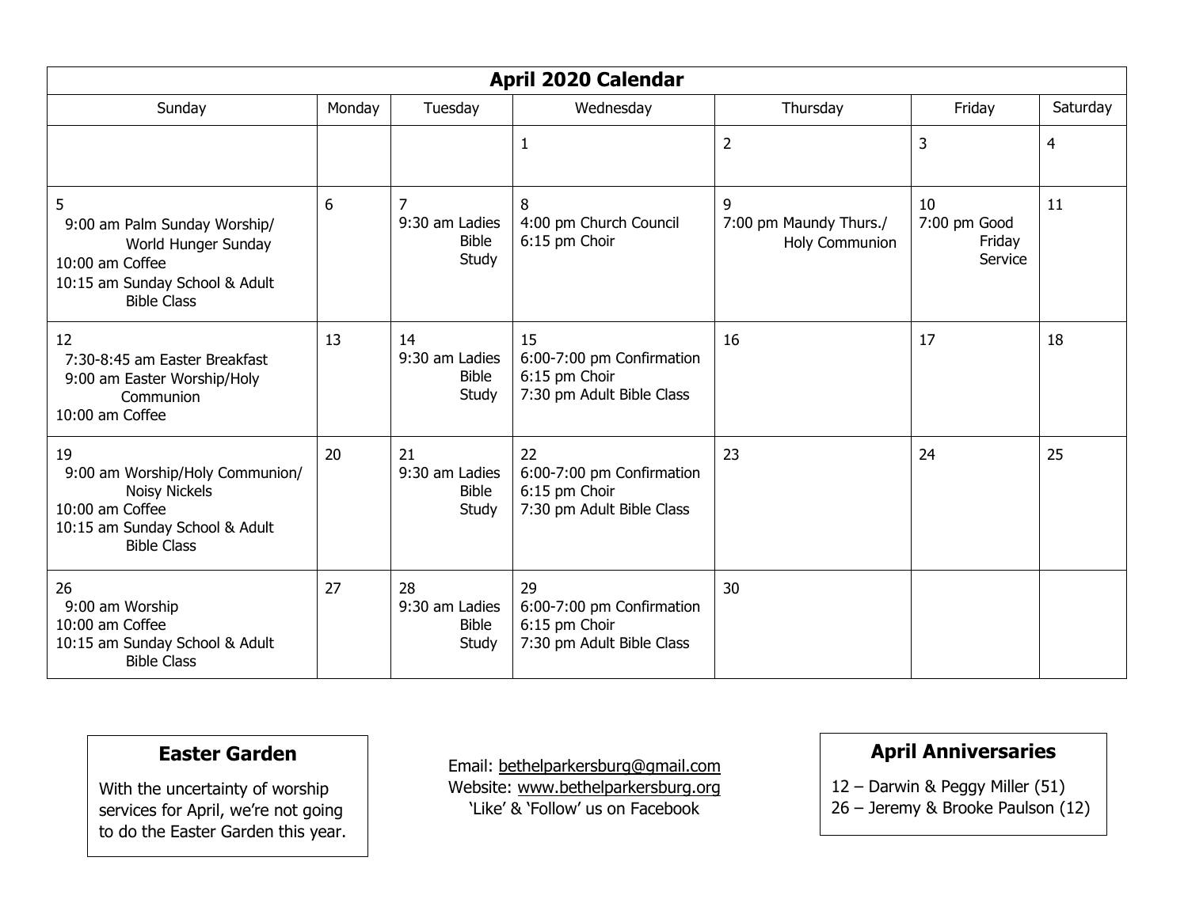## April 2020 Calendar

| Sunday | Monday | Tuesday | Wednesday | Thursday | Friday | Saturday |
|---|---|---|---|---|---|---|
| | | | 1 | 2 | 3 | 4 |
| 5<br>9:00 am Palm Sunday Worship/ World Hunger Sunday<br>10:00 am Coffee<br>10:15 am Sunday School & Adult Bible Class | 6 | 7<br>9:30 am Ladies Bible Study | 8<br>4:00 pm Church Council<br>6:15 pm Choir | 9<br>7:00 pm Maundy Thurs./ Holy Communion | 10<br>7:00 pm Good Friday Service | 11 |
| 12<br>7:30-8:45 am Easter Breakfast<br>9:00 am Easter Worship/Holy Communion<br>10:00 am Coffee | 13 | 14<br>9:30 am Ladies Bible Study | 15<br>6:00-7:00 pm Confirmation<br>6:15 pm Choir<br>7:30 pm Adult Bible Class | 16 | 17 | 18 |
| 19<br>9:00 am Worship/Holy Communion/ Noisy Nickels<br>10:00 am Coffee<br>10:15 am Sunday School & Adult Bible Class | 20 | 21<br>9:30 am Ladies Bible Study | 22<br>6:00-7:00 pm Confirmation<br>6:15 pm Choir<br>7:30 pm Adult Bible Class | 23 | 24 | 25 |
| 26<br>9:00 am Worship<br>10:00 am Coffee<br>10:15 am Sunday School & Adult Bible Class | 27 | 28<br>9:30 am Ladies Bible Study | 29<br>6:00-7:00 pm Confirmation<br>6:15 pm Choir<br>7:30 pm Adult Bible Class | 30 | | |

### Easter Garden

With the uncertainty of worship services for April, we're not going to do the Easter Garden this year.

Email: bethelparkersburg@gmail.com
Website: www.bethelparkersburg.org
'Like' & 'Follow' us on Facebook

### April Anniversaries

12 – Darwin & Peggy Miller (51)
26 – Jeremy & Brooke Paulson (12)